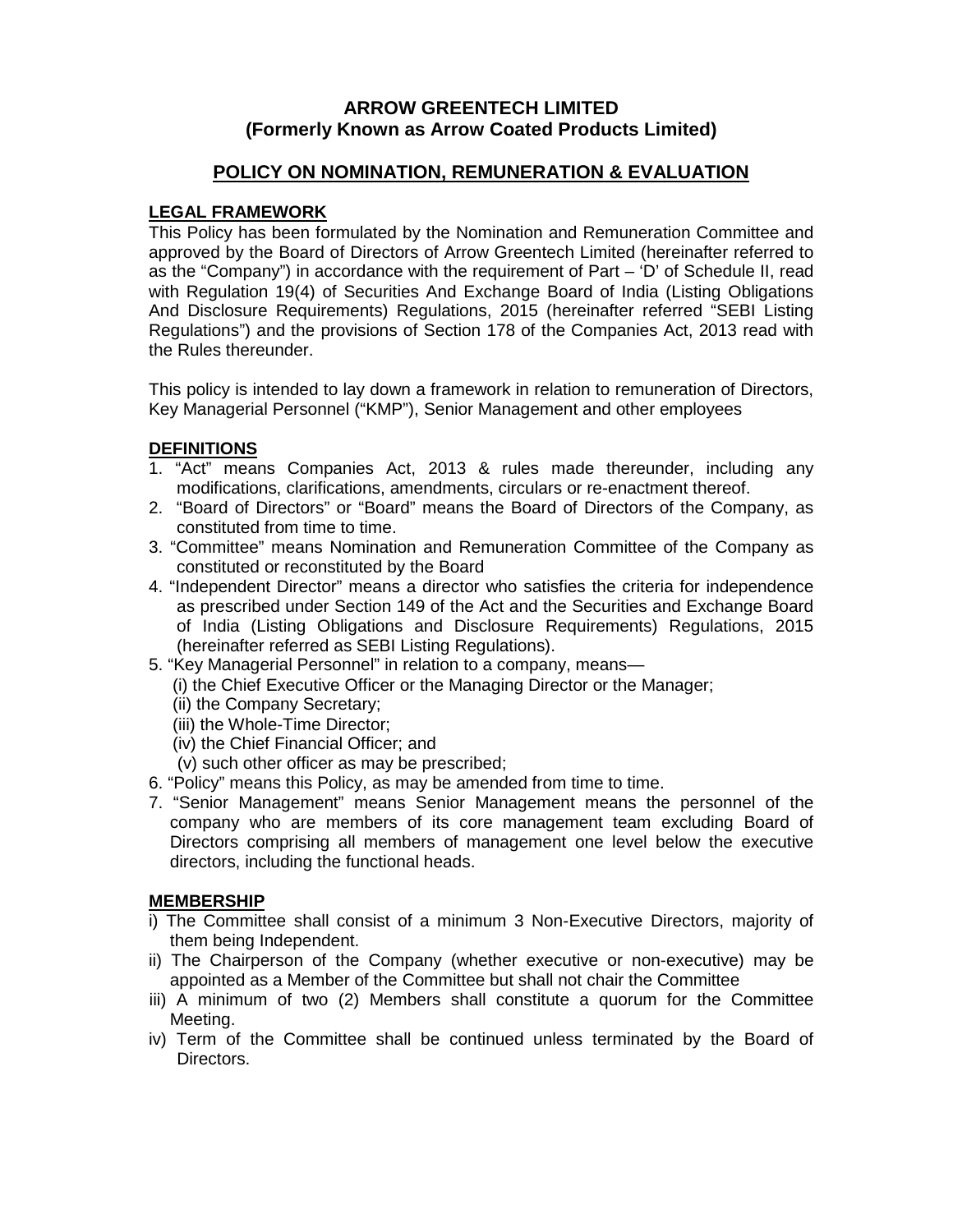# ARROW GREENTECH LIMITED
## (Formerly Known as Arrow Coated Products Limited)

## POLICY ON NOMINATION, REMUNERATION & EVALUATION

### LEGAL FRAMEWORK

This Policy has been formulated by the Nomination and Remuneration Committee and approved by the Board of Directors of Arrow Greentech Limited (hereinafter referred to as the "Company") in accordance with the requirement of Part – 'D' of Schedule II, read with Regulation 19(4) of Securities And Exchange Board of India (Listing Obligations And Disclosure Requirements) Regulations, 2015 (hereinafter referred "SEBI Listing Regulations") and the provisions of Section 178 of the Companies Act, 2013 read with the Rules thereunder.

This policy is intended to lay down a framework in relation to remuneration of Directors, Key Managerial Personnel ("KMP"), Senior Management and other employees

### DEFINITIONS

1. "Act" means Companies Act, 2013 & rules made thereunder, including any modifications, clarifications, amendments, circulars or re-enactment thereof.
2. "Board of Directors" or "Board" means the Board of Directors of the Company, as constituted from time to time.
3. "Committee" means Nomination and Remuneration Committee of the Company as constituted or reconstituted by the Board
4. "Independent Director" means a director who satisfies the criteria for independence as prescribed under Section 149 of the Act and the Securities and Exchange Board of India (Listing Obligations and Disclosure Requirements) Regulations, 2015 (hereinafter referred as SEBI Listing Regulations).
5. "Key Managerial Personnel" in relation to a company, means—
   (i) the Chief Executive Officer or the Managing Director or the Manager;
   (ii) the Company Secretary;
   (iii) the Whole-Time Director;
   (iv) the Chief Financial Officer; and
   (v) such other officer as may be prescribed;
6. "Policy" means this Policy, as may be amended from time to time.
7. "Senior Management" means Senior Management means the personnel of the company who are members of its core management team excluding Board of Directors comprising all members of management one level below the executive directors, including the functional heads.

### MEMBERSHIP

i) The Committee shall consist of a minimum 3 Non-Executive Directors, majority of them being Independent.
ii) The Chairperson of the Company (whether executive or non-executive) may be appointed as a Member of the Committee but shall not chair the Committee
iii) A minimum of two (2) Members shall constitute a quorum for the Committee Meeting.
iv) Term of the Committee shall be continued unless terminated by the Board of Directors.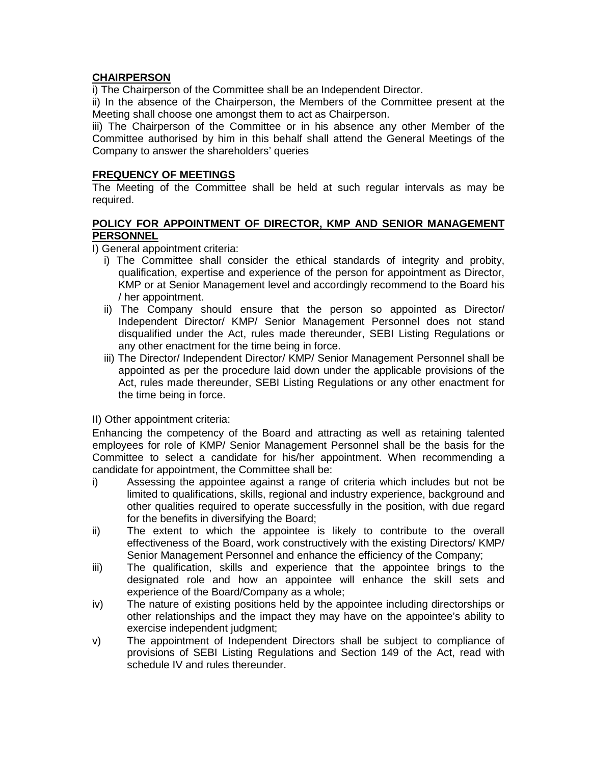## CHAIRPERSON

i) The Chairperson of the Committee shall be an Independent Director.

ii) In the absence of the Chairperson, the Members of the Committee present at the Meeting shall choose one amongst them to act as Chairperson.

iii) The Chairperson of the Committee or in his absence any other Member of the Committee authorised by him in this behalf shall attend the General Meetings of the Company to answer the shareholders' queries

## FREQUENCY OF MEETINGS

The Meeting of the Committee shall be held at such regular intervals as may be required.

## POLICY FOR APPOINTMENT OF DIRECTOR, KMP AND SENIOR MANAGEMENT PERSONNEL

I) General appointment criteria:

- i) The Committee shall consider the ethical standards of integrity and probity, qualification, expertise and experience of the person for appointment as Director, KMP or at Senior Management level and accordingly recommend to the Board his / her appointment.
- ii) The Company should ensure that the person so appointed as Director/ Independent Director/ KMP/ Senior Management Personnel does not stand disqualified under the Act, rules made thereunder, SEBI Listing Regulations or any other enactment for the time being in force.
- iii) The Director/ Independent Director/ KMP/ Senior Management Personnel shall be appointed as per the procedure laid down under the applicable provisions of the Act, rules made thereunder, SEBI Listing Regulations or any other enactment for the time being in force.

II) Other appointment criteria:

Enhancing the competency of the Board and attracting as well as retaining talented employees for role of KMP/ Senior Management Personnel shall be the basis for the Committee to select a candidate for his/her appointment. When recommending a candidate for appointment, the Committee shall be:

- i) Assessing the appointee against a range of criteria which includes but not be limited to qualifications, skills, regional and industry experience, background and other qualities required to operate successfully in the position, with due regard for the benefits in diversifying the Board;
- ii) The extent to which the appointee is likely to contribute to the overall effectiveness of the Board, work constructively with the existing Directors/ KMP/ Senior Management Personnel and enhance the efficiency of the Company;
- iii) The qualification, skills and experience that the appointee brings to the designated role and how an appointee will enhance the skill sets and experience of the Board/Company as a whole;
- iv) The nature of existing positions held by the appointee including directorships or other relationships and the impact they may have on the appointee's ability to exercise independent judgment;
- v) The appointment of Independent Directors shall be subject to compliance of provisions of SEBI Listing Regulations and Section 149 of the Act, read with schedule IV and rules thereunder.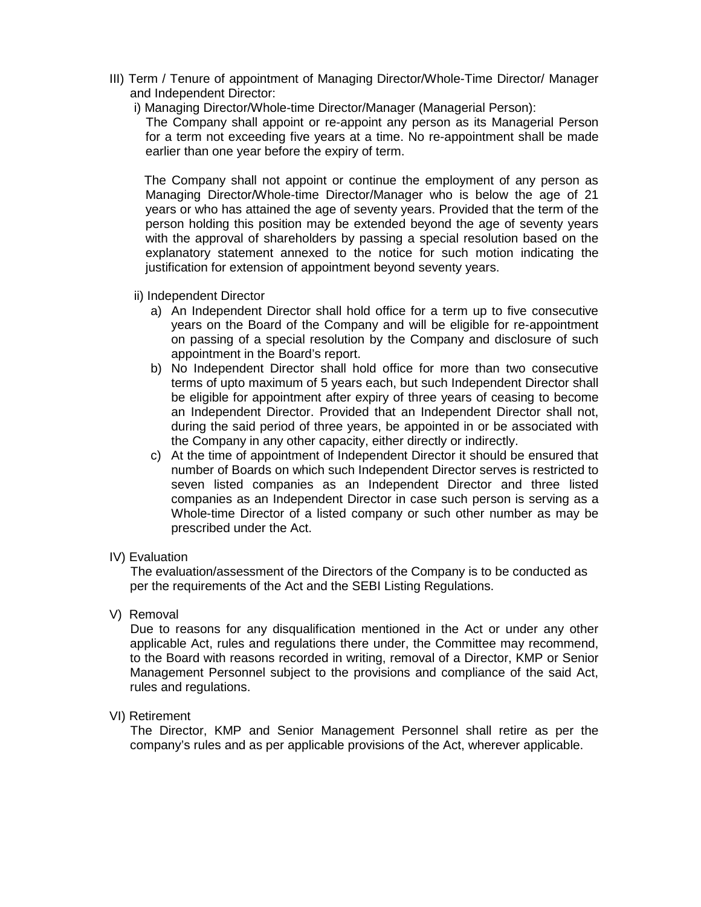III) Term / Tenure of appointment of Managing Director/Whole-Time Director/ Manager and Independent Director:

i) Managing Director/Whole-time Director/Manager (Managerial Person):

The Company shall appoint or re-appoint any person as its Managerial Person for a term not exceeding five years at a time. No re-appointment shall be made earlier than one year before the expiry of term.

The Company shall not appoint or continue the employment of any person as Managing Director/Whole-time Director/Manager who is below the age of 21 years or who has attained the age of seventy years. Provided that the term of the person holding this position may be extended beyond the age of seventy years with the approval of shareholders by passing a special resolution based on the explanatory statement annexed to the notice for such motion indicating the justification for extension of appointment beyond seventy years.

ii) Independent Director

a) An Independent Director shall hold office for a term up to five consecutive years on the Board of the Company and will be eligible for re-appointment on passing of a special resolution by the Company and disclosure of such appointment in the Board's report.

b) No Independent Director shall hold office for more than two consecutive terms of upto maximum of 5 years each, but such Independent Director shall be eligible for appointment after expiry of three years of ceasing to become an Independent Director. Provided that an Independent Director shall not, during the said period of three years, be appointed in or be associated with the Company in any other capacity, either directly or indirectly.

c) At the time of appointment of Independent Director it should be ensured that number of Boards on which such Independent Director serves is restricted to seven listed companies as an Independent Director and three listed companies as an Independent Director in case such person is serving as a Whole-time Director of a listed company or such other number as may be prescribed under the Act.

IV) Evaluation

The evaluation/assessment of the Directors of the Company is to be conducted as per the requirements of the Act and the SEBI Listing Regulations.

V) Removal

Due to reasons for any disqualification mentioned in the Act or under any other applicable Act, rules and regulations there under, the Committee may recommend, to the Board with reasons recorded in writing, removal of a Director, KMP or Senior Management Personnel subject to the provisions and compliance of the said Act, rules and regulations.

VI) Retirement

The Director, KMP and Senior Management Personnel shall retire as per the company's rules and as per applicable provisions of the Act, wherever applicable.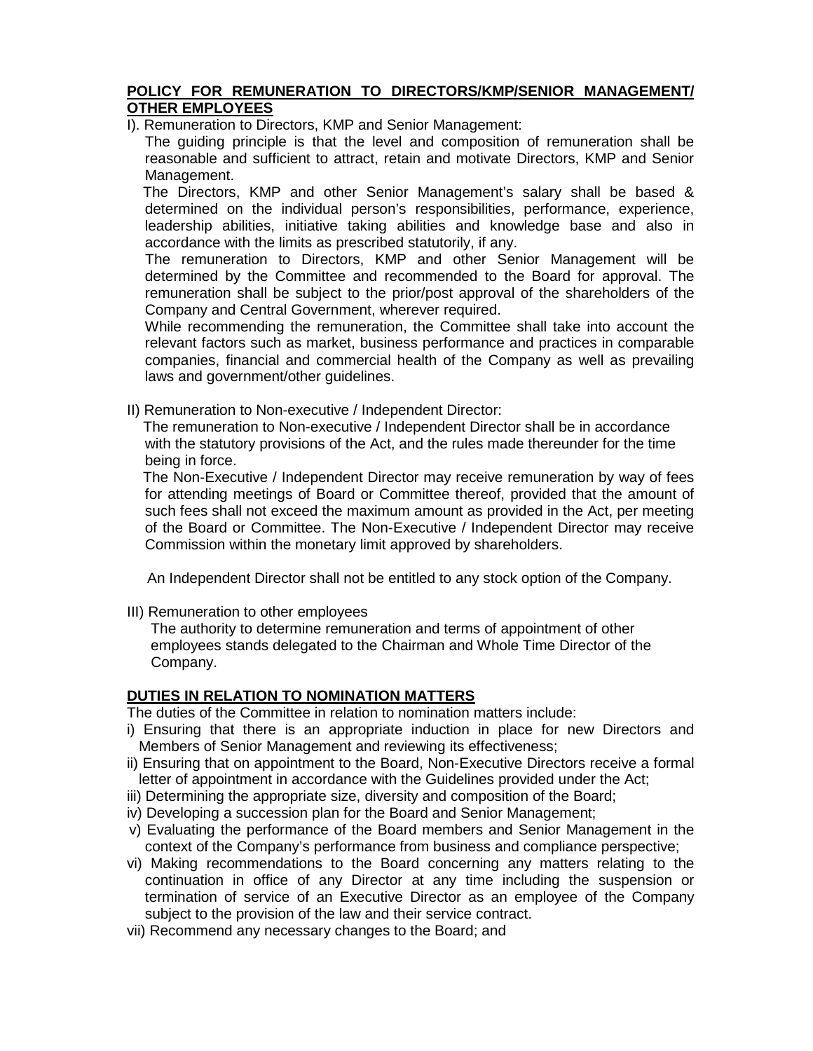## POLICY FOR REMUNERATION TO DIRECTORS/KMP/SENIOR MANAGEMENT/ OTHER EMPLOYEES

I). Remuneration to Directors, KMP and Senior Management:

The guiding principle is that the level and composition of remuneration shall be reasonable and sufficient to attract, retain and motivate Directors, KMP and Senior Management.

The Directors, KMP and other Senior Management's salary shall be based & determined on the individual person's responsibilities, performance, experience, leadership abilities, initiative taking abilities and knowledge base and also in accordance with the limits as prescribed statutorily, if any.

The remuneration to Directors, KMP and other Senior Management will be determined by the Committee and recommended to the Board for approval. The remuneration shall be subject to the prior/post approval of the shareholders of the Company and Central Government, wherever required.

While recommending the remuneration, the Committee shall take into account the relevant factors such as market, business performance and practices in comparable companies, financial and commercial health of the Company as well as prevailing laws and government/other guidelines.

II) Remuneration to Non-executive / Independent Director:

The remuneration to Non-executive / Independent Director shall be in accordance with the statutory provisions of the Act, and the rules made thereunder for the time being in force.

The Non-Executive / Independent Director may receive remuneration by way of fees for attending meetings of Board or Committee thereof, provided that the amount of such fees shall not exceed the maximum amount as provided in the Act, per meeting of the Board or Committee. The Non-Executive / Independent Director may receive Commission within the monetary limit approved by shareholders.

An Independent Director shall not be entitled to any stock option of the Company.

III) Remuneration to other employees

The authority to determine remuneration and terms of appointment of other employees stands delegated to the Chairman and Whole Time Director of the Company.

## DUTIES IN RELATION TO NOMINATION MATTERS

The duties of the Committee in relation to nomination matters include:

i) Ensuring that there is an appropriate induction in place for new Directors and Members of Senior Management and reviewing its effectiveness;

ii) Ensuring that on appointment to the Board, Non-Executive Directors receive a formal letter of appointment in accordance with the Guidelines provided under the Act;

iii) Determining the appropriate size, diversity and composition of the Board;

iv) Developing a succession plan for the Board and Senior Management;

v) Evaluating the performance of the Board members and Senior Management in the context of the Company's performance from business and compliance perspective;

vi) Making recommendations to the Board concerning any matters relating to the continuation in office of any Director at any time including the suspension or termination of service of an Executive Director as an employee of the Company subject to the provision of the law and their service contract.

vii) Recommend any necessary changes to the Board; and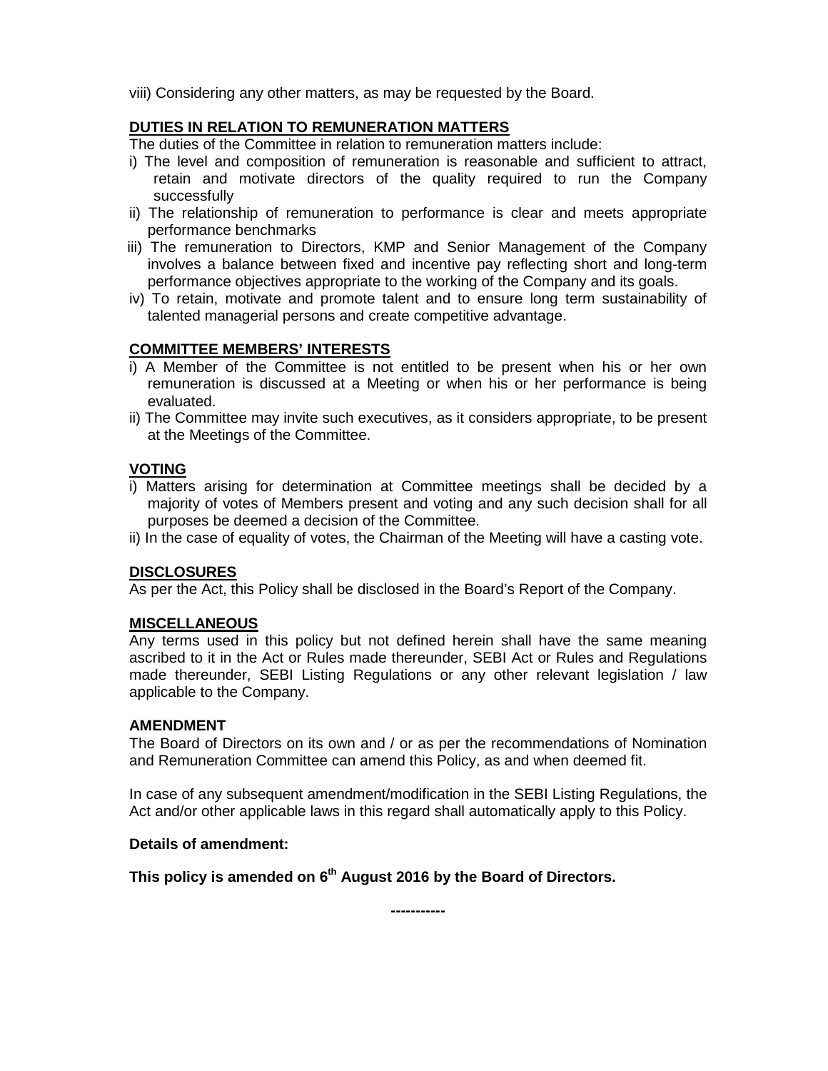viii) Considering any other matters, as may be requested by the Board.

## DUTIES IN RELATION TO REMUNERATION MATTERS

The duties of the Committee in relation to remuneration matters include:

i) The level and composition of remuneration is reasonable and sufficient to attract, retain and motivate directors of the quality required to run the Company successfully

ii) The relationship of remuneration to performance is clear and meets appropriate performance benchmarks

iii) The remuneration to Directors, KMP and Senior Management of the Company involves a balance between fixed and incentive pay reflecting short and long-term performance objectives appropriate to the working of the Company and its goals.

iv) To retain, motivate and promote talent and to ensure long term sustainability of talented managerial persons and create competitive advantage.

## COMMITTEE MEMBERS' INTERESTS

i) A Member of the Committee is not entitled to be present when his or her own remuneration is discussed at a Meeting or when his or her performance is being evaluated.

ii) The Committee may invite such executives, as it considers appropriate, to be present at the Meetings of the Committee.

## VOTING

i) Matters arising for determination at Committee meetings shall be decided by a majority of votes of Members present and voting and any such decision shall for all purposes be deemed a decision of the Committee.

ii) In the case of equality of votes, the Chairman of the Meeting will have a casting vote.

## DISCLOSURES

As per the Act, this Policy shall be disclosed in the Board's Report of the Company.

## MISCELLANEOUS

Any terms used in this policy but not defined herein shall have the same meaning ascribed to it in the Act or Rules made thereunder, SEBI Act or Rules and Regulations made thereunder, SEBI Listing Regulations or any other relevant legislation / law applicable to the Company.

**AMENDMENT**

The Board of Directors on its own and / or as per the recommendations of Nomination and Remuneration Committee can amend this Policy, as and when deemed fit.

In case of any subsequent amendment/modification in the SEBI Listing Regulations, the Act and/or other applicable laws in this regard shall automatically apply to this Policy.

**Details of amendment:**

**This policy is amended on 6th August 2016 by the Board of Directors.**

-----------